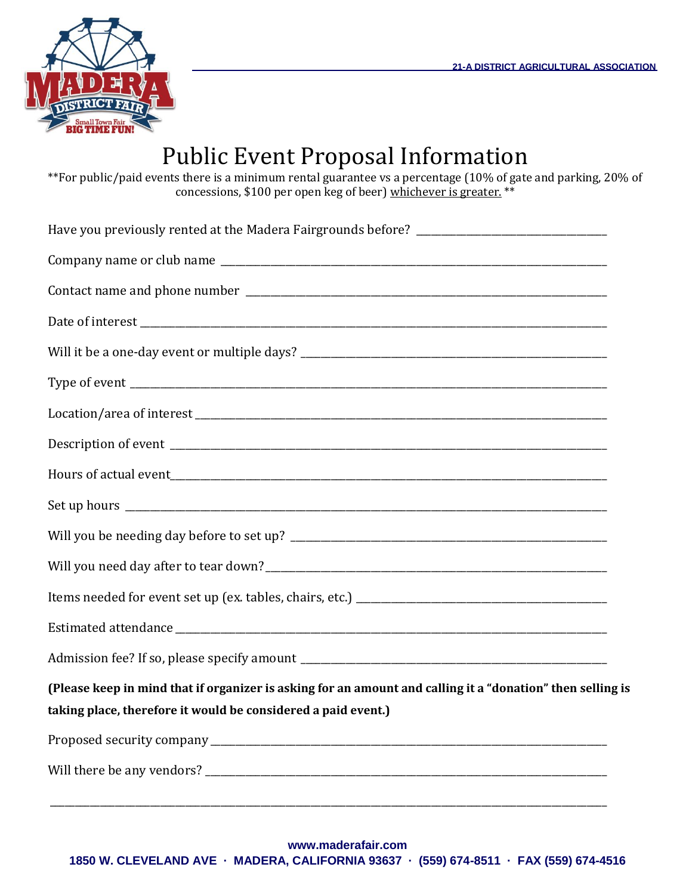21-A DISTRICT AGRICULTURAL ASSOCIATION

# Public Event Proposal Information

\*\*For public/paid events there is a minimum rental guarantee vs a percentage (10% of gate and parking, 20% of concessions, $100 per open keg of beer) whichever is greater. \*\*

Have you previously rented at the Madera Fairgrounds before? ___________________________________

Company name or club name ___________________________________________________________________________

Contact name and phone number _______________________________________________________________________

Date of interest ______________________________________________________________________________________

Will it be a one-day event or multiple days? __________________________________________________________

Type of event _________________________________________________________________________________________

Location/area of interest ______________________________________________________________________________

Description of event __________________________________________________________________________________

Hours of actual event__________________________________________________________________________________

Set up hours _________________________________________________________________________________________

Will you be needing day before to set up? ___________________________________________________________

Will you need day after to tear down?_______________________________________________________________

Items needed for event set up (ex. tables, chairs, etc.) ____________________________________________

Estimated attendance _________________________________________________________________________________

Admission fee? If so, please specify amount _________________________________________________________

**(Please keep in mind that if organizer is asking for an amount and calling it a "donation" then selling is taking place, therefore it would be considered a paid event.)**

Proposed security company ___________________________________________________________________________

Will there be any vendors? ____________________________________________________________________________

_____________________________________________________________________________________________________

www.maderafair.com

1850 W. CLEVELAND AVE · MADERA, CALIFORNIA 93637 · (559) 674-8511 · FAX (559) 674-4516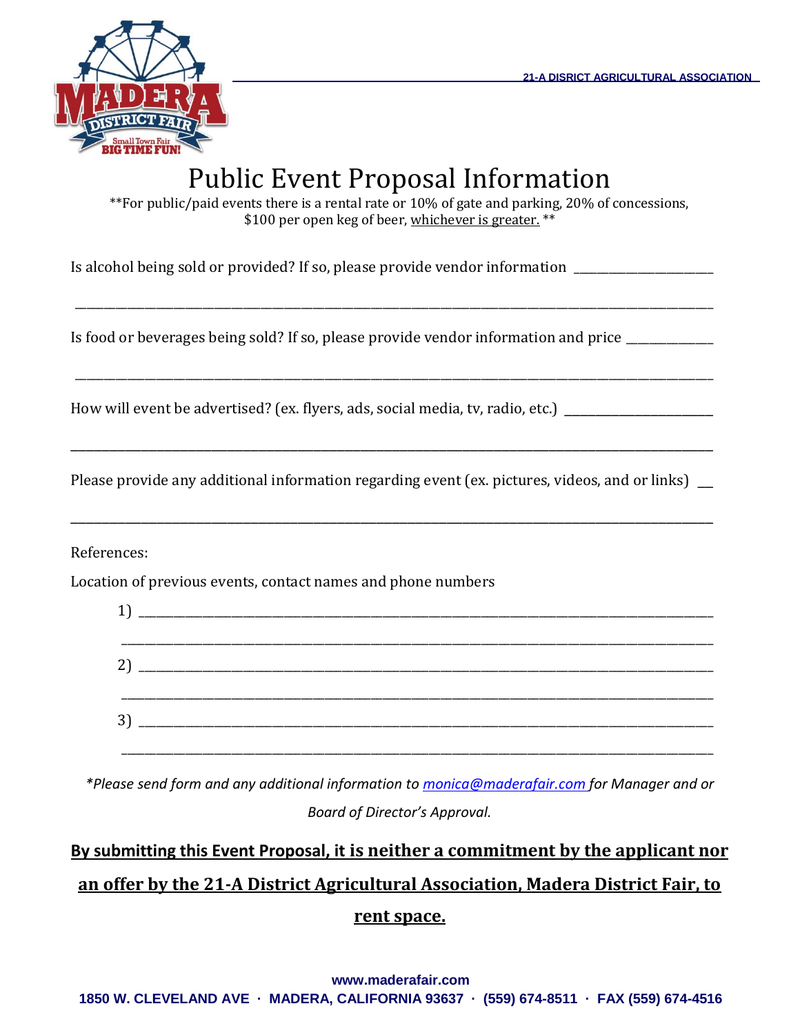21-A DISRICT AGRICULTURAL ASSOCIATION

# Public Event Proposal Information

**For public/paid events there is a rental rate or 10% of gate and parking, 20% of concessions, $100 per open keg of beer, whichever is greater. **

Is alcohol being sold or provided? If so, please provide vendor information ______________________

______________________________________________________________________________________________

Is food or beverages being sold? If so, please provide vendor information and price _____________

______________________________________________________________________________________________

How will event be advertised? (ex. flyers, ads, social media, tv, radio, etc.) _______________________

______________________________________________________________________________________________

Please provide any additional information regarding event (ex. pictures, videos, and or links) __

______________________________________________________________________________________________

References:

Location of previous events, contact names and phone numbers

1) ____________________________________________________________________________________

______________________________________________________________________________________

2) ____________________________________________________________________________________

______________________________________________________________________________________

3) ____________________________________________________________________________________

______________________________________________________________________________________

*\*Please send form and any additional information to monica@maderafair.com for Manager and or Board of Director's Approval.*

**By submitting this Event Proposal, it is neither a commitment by the applicant nor an offer by the 21-A District Agricultural Association, Madera District Fair, to rent space.**

www.maderafair.com

1850 W. CLEVELAND AVE · MADERA, CALIFORNIA 93637 · (559) 674-8511 · FAX (559) 674-4516